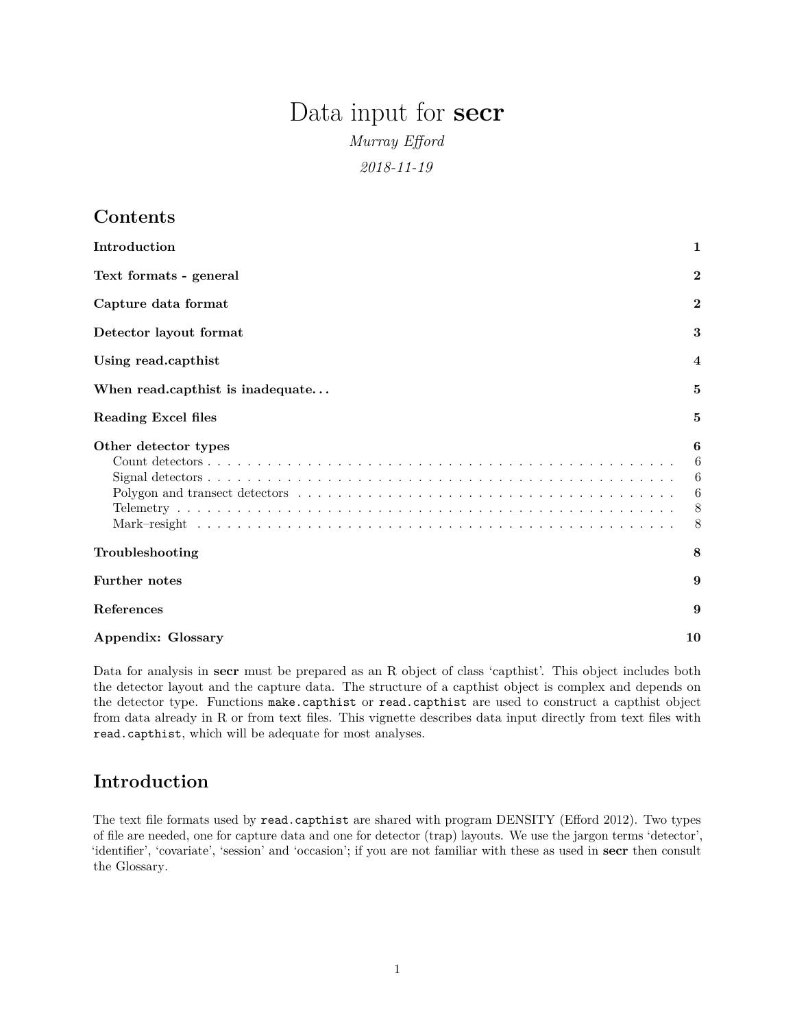# Data input for **secr**

*Murray Efford*

*2018-11-19*

## Contents

| | |
|---|---|
| **Introduction** | **1** |
| **Text formats - general** | **2** |
| **Capture data format** | **2** |
| **Detector layout format** | **3** |
| **Using read.capthist** | **4** |
| **When read.capthist is inadequate...** | **5** |
| **Reading Excel files** | **5** |
| **Other detector types** | **6** |
| Count detectors | 6 |
| Signal detectors | 6 |
| Polygon and transect detectors | 6 |
| Telemetry | 8 |
| Mark–resight | 8 |
| **Troubleshooting** | **8** |
| **Further notes** | **9** |
| **References** | **9** |
| **Appendix: Glossary** | **10** |

Data for analysis in **secr** must be prepared as an R object of class 'capthist'. This object includes both the detector layout and the capture data. The structure of a capthist object is complex and depends on the detector type. Functions `make.capthist` or `read.capthist` are used to construct a capthist object from data already in R or from text files. This vignette describes data input directly from text files with `read.capthist`, which will be adequate for most analyses.

## Introduction

The text file formats used by `read.capthist` are shared with program DENSITY (Efford 2012). Two types of file are needed, one for capture data and one for detector (trap) layouts. We use the jargon terms 'detector', 'identifier', 'covariate', 'session' and 'occasion'; if you are not familiar with these as used in **secr** then consult the Glossary.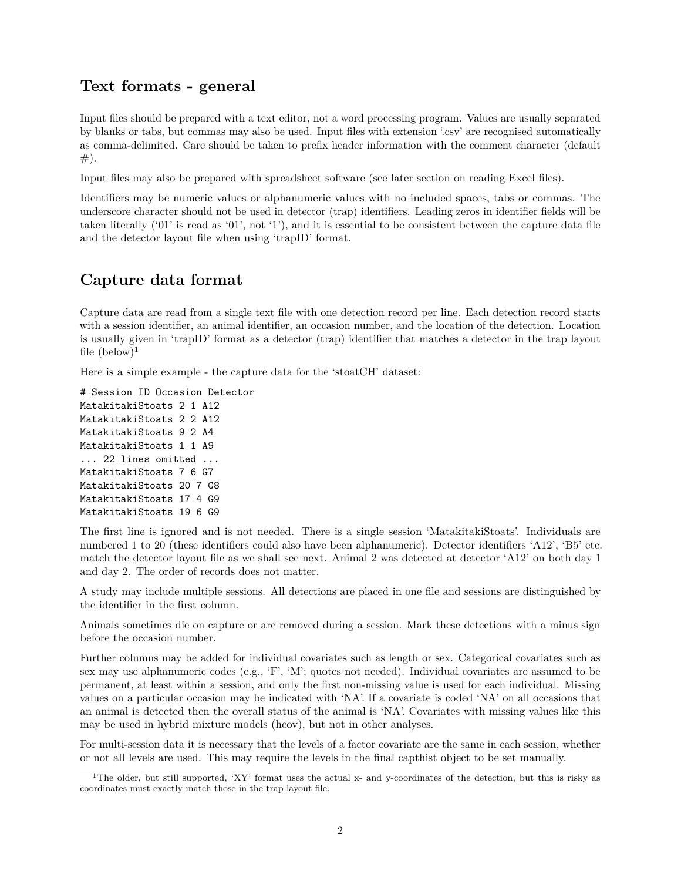## Text formats - general

Input files should be prepared with a text editor, not a word processing program. Values are usually separated by blanks or tabs, but commas may also be used. Input files with extension '.csv' are recognised automatically as comma-delimited. Care should be taken to prefix header information with the comment character (default #).

Input files may also be prepared with spreadsheet software (see later section on reading Excel files).

Identifiers may be numeric values or alphanumeric values with no included spaces, tabs or commas. The underscore character should not be used in detector (trap) identifiers. Leading zeros in identifier fields will be taken literally ('01' is read as '01', not '1'), and it is essential to be consistent between the capture data file and the detector layout file when using 'trapID' format.

## Capture data format

Capture data are read from a single text file with one detection record per line. Each detection record starts with a session identifier, an animal identifier, an occasion number, and the location of the detection. Location is usually given in 'trapID' format as a detector (trap) identifier that matches a detector in the trap layout file (below)[1]

Here is a simple example - the capture data for the 'stoatCH' dataset:

```
# Session ID Occasion Detector
MatakitakiStoats 2 1 A12
MatakitakiStoats 2 2 A12
MatakitakiStoats 9 2 A4
MatakitakiStoats 1 1 A9
... 22 lines omitted ...
MatakitakiStoats 7 6 G7
MatakitakiStoats 20 7 G8
MatakitakiStoats 17 4 G9
MatakitakiStoats 19 6 G9
```

The first line is ignored and is not needed. There is a single session 'MatakitakiStoats'. Individuals are numbered 1 to 20 (these identifiers could also have been alphanumeric). Detector identifiers 'A12', 'B5' etc. match the detector layout file as we shall see next. Animal 2 was detected at detector 'A12' on both day 1 and day 2. The order of records does not matter.

A study may include multiple sessions. All detections are placed in one file and sessions are distinguished by the identifier in the first column.

Animals sometimes die on capture or are removed during a session. Mark these detections with a minus sign before the occasion number.

Further columns may be added for individual covariates such as length or sex. Categorical covariates such as sex may use alphanumeric codes (e.g., 'F', 'M'; quotes not needed). Individual covariates are assumed to be permanent, at least within a session, and only the first non-missing value is used for each individual. Missing values on a particular occasion may be indicated with 'NA'. If a covariate is coded 'NA' on all occasions that an animal is detected then the overall status of the animal is 'NA'. Covariates with missing values like this may be used in hybrid mixture models (hcov), but not in other analyses.

For multi-session data it is necessary that the levels of a factor covariate are the same in each session, whether or not all levels are used. This may require the levels in the final capthist object to be set manually.

[1] The older, but still supported, 'XY' format uses the actual x- and y-coordinates of the detection, but this is risky as coordinates must exactly match those in the trap layout file.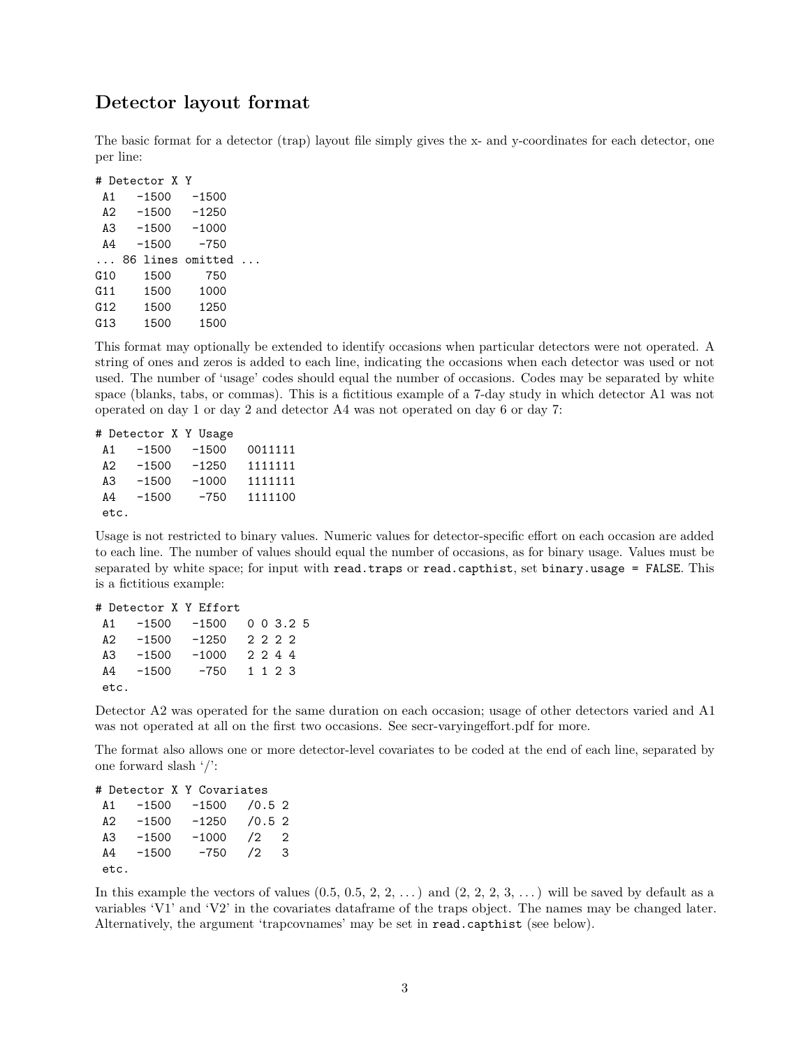## Detector layout format

The basic format for a detector (trap) layout file simply gives the x- and y-coordinates for each detector, one per line:

```
# Detector X Y
 A1   -1500   -1500
 A2   -1500   -1250
 A3   -1500   -1000
 A4   -1500    -750
... 86 lines omitted ...
G10    1500     750
G11    1500    1000
G12    1500    1250
G13    1500    1500
```

This format may optionally be extended to identify occasions when particular detectors were not operated. A string of ones and zeros is added to each line, indicating the occasions when each detector was used or not used. The number of 'usage' codes should equal the number of occasions. Codes may be separated by white space (blanks, tabs, or commas). This is a fictitious example of a 7-day study in which detector A1 was not operated on day 1 or day 2 and detector A4 was not operated on day 6 or day 7:

```
# Detector X Y Usage
 A1   -1500   -1500   0011111
 A2   -1500   -1250   1111111
 A3   -1500   -1000   1111111
 A4   -1500    -750   1111100
 etc.
```

Usage is not restricted to binary values. Numeric values for detector-specific effort on each occasion are added to each line. The number of values should equal the number of occasions, as for binary usage. Values must be separated by white space; for input with `read.traps` or `read.capthist`, set `binary.usage = FALSE`. This is a fictitious example:

```
# Detector X Y Effort
 A1   -1500   -1500   0 0 3.2 5
 A2   -1500   -1250   2 2 2 2
 A3   -1500   -1000   2 2 4 4
 A4   -1500    -750   1 1 2 3
 etc.
```

Detector A2 was operated for the same duration on each occasion; usage of other detectors varied and A1 was not operated at all on the first two occasions. See secr-varyingeffort.pdf for more.

The format also allows one or more detector-level covariates to be coded at the end of each line, separated by one forward slash '/':

```
# Detector X Y Covariates
 A1   -1500   -1500   /0.5 2
 A2   -1500   -1250   /0.5 2
 A3   -1500   -1000   /2   2
 A4   -1500    -750   /2   3
 etc.
```

In this example the vectors of values (0.5, 0.5, 2, 2, ...) and (2, 2, 2, 3, ...) will be saved by default as a variables 'V1' and 'V2' in the covariates dataframe of the traps object. The names may be changed later. Alternatively, the argument 'trapcovnames' may be set in `read.capthist` (see below).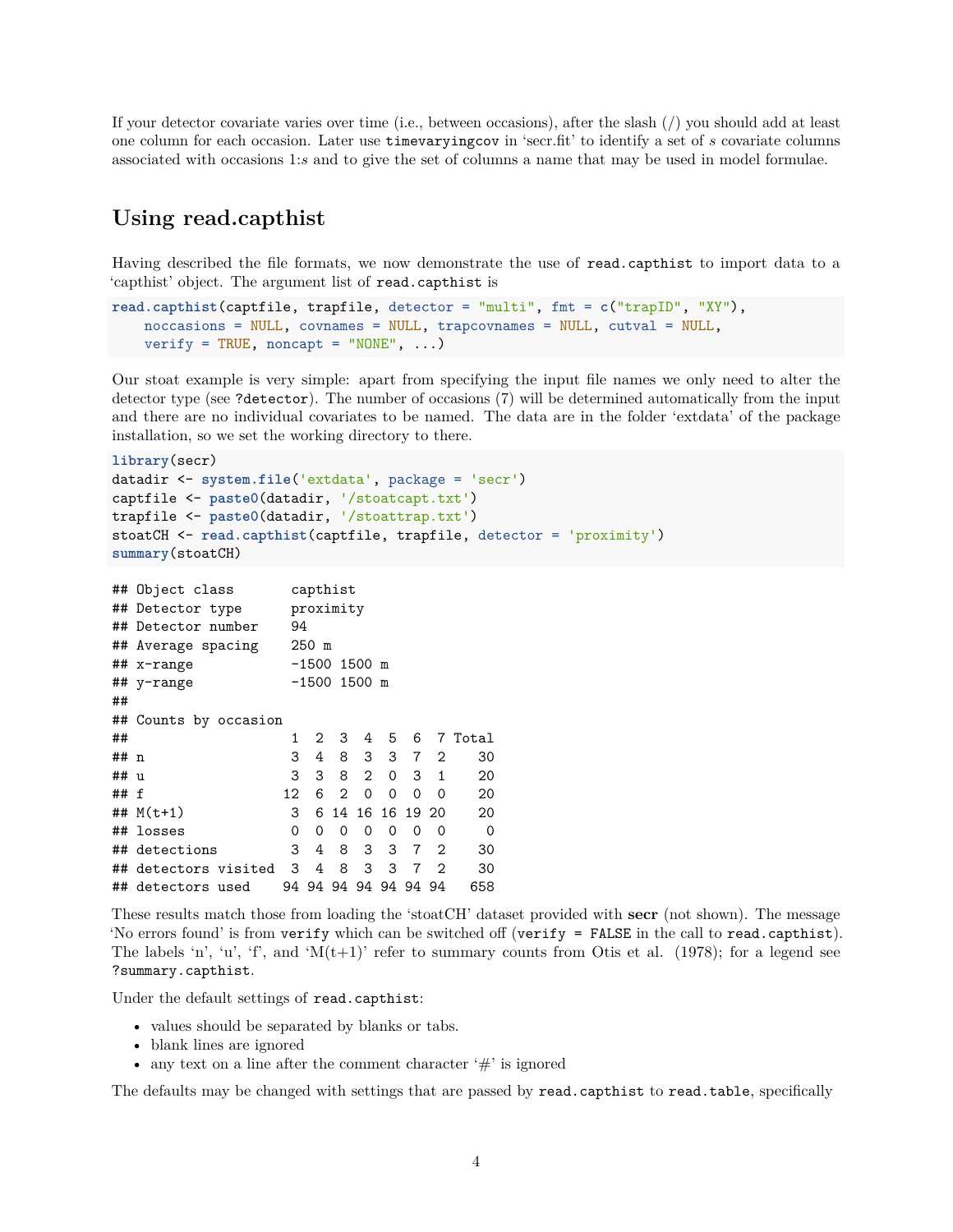If your detector covariate varies over time (i.e., between occasions), after the slash (/) you should add at least one column for each occasion. Later use `timevaryingcov` in 'secr.fit' to identify a set of *s* covariate columns associated with occasions 1:*s* and to give the set of columns a name that may be used in model formulae.

## Using read.capthist

Having described the file formats, we now demonstrate the use of `read.capthist` to import data to a 'capthist' object. The argument list of `read.capthist` is

```
read.capthist(captfile, trapfile, detector = "multi", fmt = c("trapID", "XY"),
    noccasions = NULL, covnames = NULL, trapcovnames = NULL, cutval = NULL,
    verify = TRUE, noncapt = "NONE", ...)
```

Our stoat example is very simple: apart from specifying the input file names we only need to alter the detector type (see `?detector`). The number of occasions (7) will be determined automatically from the input and there are no individual covariates to be named. The data are in the folder 'extdata' of the package installation, so we set the working directory to there.

```
library(secr)
datadir <- system.file('extdata', package = 'secr')
captfile <- paste0(datadir, '/stoatcapt.txt')
trapfile <- paste0(datadir, '/stoattrap.txt')
stoatCH <- read.capthist(captfile, trapfile, detector = 'proximity')
summary(stoatCH)
```

```
## Object class       capthist
## Detector type      proximity
## Detector number    94
## Average spacing    250 m
## x-range            -1500 1500 m
## y-range            -1500 1500 m
##
## Counts by occasion
##                     1  2  3  4  5  6  7 Total
## n                   3  4  8  3  3  7  2    30
## u                   3  3  8  2  0  3  1    20
## f                  12  6  2  0  0  0  0    20
## M(t+1)              3  6 14 16 16 19 20    20
## losses              0  0  0  0  0  0  0     0
## detections          3  4  8  3  3  7  2    30
## detectors visited   3  4  8  3  3  7  2    30
## detectors used     94 94 94 94 94 94 94   658
```

These results match those from loading the 'stoatCH' dataset provided with **secr** (not shown). The message 'No errors found' is from `verify` which can be switched off (`verify = FALSE` in the call to `read.capthist`). The labels 'n', 'u', 'f', and 'M(t+1)' refer to summary counts from Otis et al. (1978); for a legend see `?summary.capthist`.

Under the default settings of `read.capthist`:

- values should be separated by blanks or tabs.
- blank lines are ignored
- any text on a line after the comment character '#' is ignored

The defaults may be changed with settings that are passed by `read.capthist` to `read.table`, specifically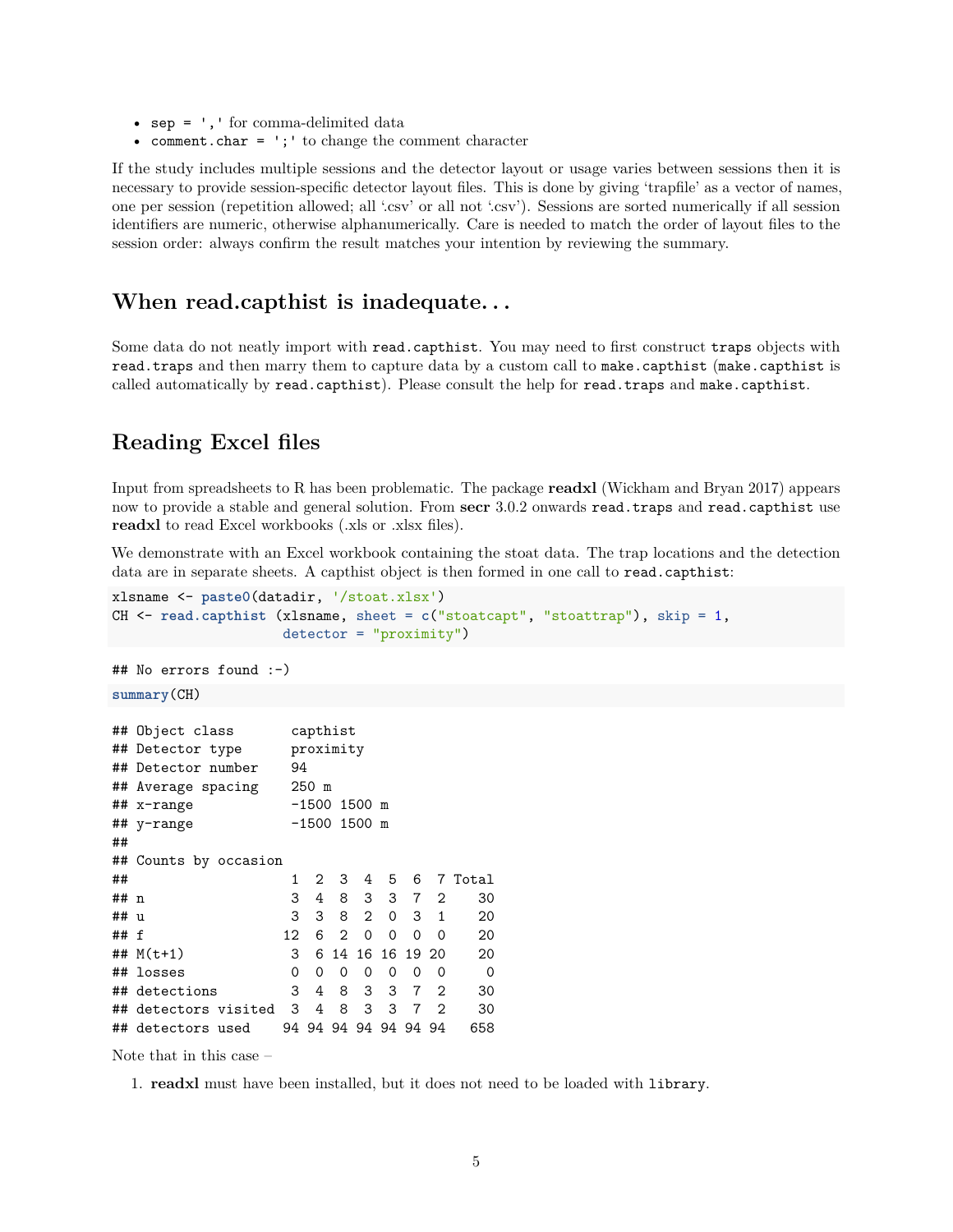- `sep = ','` for comma-delimited data
- `comment.char = ';'` to change the comment character

If the study includes multiple sessions and the detector layout or usage varies between sessions then it is necessary to provide session-specific detector layout files. This is done by giving 'trapfile' as a vector of names, one per session (repetition allowed; all '.csv' or all not '.csv'). Sessions are sorted numerically if all session identifiers are numeric, otherwise alphanumerically. Care is needed to match the order of layout files to the session order: always confirm the result matches your intention by reviewing the summary.

## When read.capthist is inadequate…

Some data do not neatly import with `read.capthist`. You may need to first construct `traps` objects with `read.traps` and then marry them to capture data by a custom call to `make.capthist` (`make.capthist` is called automatically by `read.capthist`). Please consult the help for `read.traps` and `make.capthist`.

## Reading Excel files

Input from spreadsheets to R has been problematic. The package **readxl** (Wickham and Bryan 2017) appears now to provide a stable and general solution. From **secr** 3.0.2 onwards `read.traps` and `read.capthist` use **readxl** to read Excel workbooks (.xls or .xlsx files).

We demonstrate with an Excel workbook containing the stoat data. The trap locations and the detection data are in separate sheets. A capthist object is then formed in one call to `read.capthist`:

```
xlsname <- paste0(datadir, '/stoat.xlsx')
CH <- read.capthist (xlsname, sheet = c("stoatcapt", "stoattrap"), skip = 1,
                     detector = "proximity")
```

```
## No errors found :-)
```

```
summary(CH)
```

```
## Object class       capthist
## Detector type      proximity
## Detector number    94
## Average spacing    250 m
## x-range            -1500 1500 m
## y-range            -1500 1500 m
##
## Counts by occasion
##                     1  2  3  4  5  6  7 Total
## n                   3  4  8  3  3  7  2    30
## u                   3  3  8  2  0  3  1    20
## f                  12  6  2  0  0  0  0    20
## M(t+1)              3  6 14 16 16 19 20    20
## losses              0  0  0  0  0  0  0     0
## detections          3  4  8  3  3  7  2    30
## detectors visited   3  4  8  3  3  7  2    30
## detectors used     94 94 94 94 94 94 94   658
```

Note that in this case –

1. **readxl** must have been installed, but it does not need to be loaded with `library`.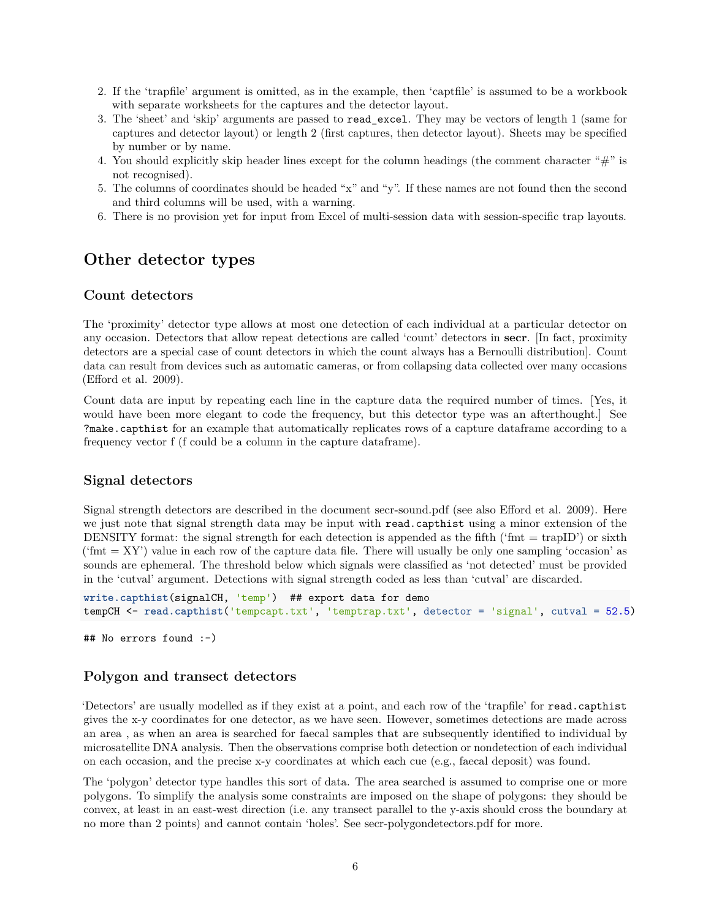2. If the 'trapfile' argument is omitted, as in the example, then 'captfile' is assumed to be a workbook with separate worksheets for the captures and the detector layout.
3. The 'sheet' and 'skip' arguments are passed to `read_excel`. They may be vectors of length 1 (same for captures and detector layout) or length 2 (first captures, then detector layout). Sheets may be specified by number or by name.
4. You should explicitly skip header lines except for the column headings (the comment character "#" is not recognised).
5. The columns of coordinates should be headed "x" and "y". If these names are not found then the second and third columns will be used, with a warning.
6. There is no provision yet for input from Excel of multi-session data with session-specific trap layouts.

# Other detector types

## Count detectors

The 'proximity' detector type allows at most one detection of each individual at a particular detector on any occasion. Detectors that allow repeat detections are called 'count' detectors in **secr**. [In fact, proximity detectors are a special case of count detectors in which the count always has a Bernoulli distribution]. Count data can result from devices such as automatic cameras, or from collapsing data collected over many occasions (Efford et al. 2009).

Count data are input by repeating each line in the capture data the required number of times. [Yes, it would have been more elegant to code the frequency, but this detector type was an afterthought.] See `?make.capthist` for an example that automatically replicates rows of a capture dataframe according to a frequency vector f (f could be a column in the capture dataframe).

## Signal detectors

Signal strength detectors are described in the document secr-sound.pdf (see also Efford et al. 2009). Here we just note that signal strength data may be input with `read.capthist` using a minor extension of the DENSITY format: the signal strength for each detection is appended as the fifth ('fmt = trapID') or sixth ('fmt = XY') value in each row of the capture data file. There will usually be only one sampling 'occasion' as sounds are ephemeral. The threshold below which signals were classified as 'not detected' must be provided in the 'cutval' argument. Detections with signal strength coded as less than 'cutval' are discarded.

```
write.capthist(signalCH, 'temp')  ## export data for demo
tempCH <- read.capthist('tempcapt.txt', 'temptrap.txt', detector = 'signal', cutval = 52.5)
```

```
## No errors found :-)
```

## Polygon and transect detectors

'Detectors' are usually modelled as if they exist at a point, and each row of the 'trapfile' for `read.capthist` gives the x-y coordinates for one detector, as we have seen. However, sometimes detections are made across an area , as when an area is searched for faecal samples that are subsequently identified to individual by microsatellite DNA analysis. Then the observations comprise both detection or nondetection of each individual on each occasion, and the precise x-y coordinates at which each cue (e.g., faecal deposit) was found.

The 'polygon' detector type handles this sort of data. The area searched is assumed to comprise one or more polygons. To simplify the analysis some constraints are imposed on the shape of polygons: they should be convex, at least in an east-west direction (i.e. any transect parallel to the y-axis should cross the boundary at no more than 2 points) and cannot contain 'holes'. See secr-polygondetectors.pdf for more.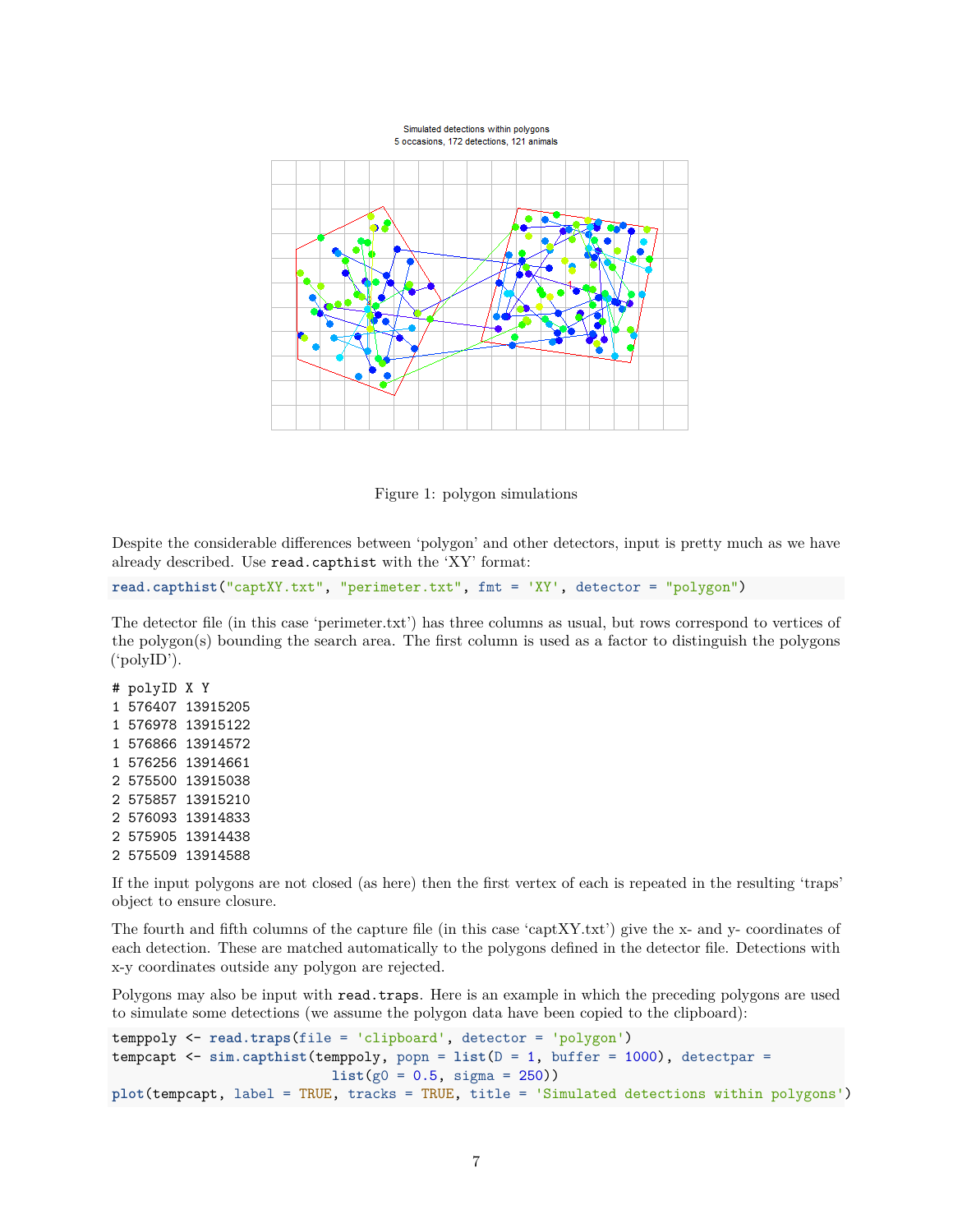Figure 1: polygon simulations

Despite the considerable differences between 'polygon' and other detectors, input is pretty much as we have already described. Use `read.capthist` with the 'XY' format:

```
read.capthist("captXY.txt", "perimeter.txt", fmt = 'XY', detector = "polygon")
```

The detector file (in this case 'perimeter.txt') has three columns as usual, but rows correspond to vertices of the polygon(s) bounding the search area. The first column is used as a factor to distinguish the polygons ('polyID').

```
# polyID X Y
1 576407 13915205
1 576978 13915122
1 576866 13914572
1 576256 13914661
2 575500 13915038
2 575857 13915210
2 576093 13914833
2 575905 13914438
2 575509 13914588
```

If the input polygons are not closed (as here) then the first vertex of each is repeated in the resulting 'traps' object to ensure closure.

The fourth and fifth columns of the capture file (in this case 'captXY.txt') give the x- and y- coordinates of each detection. These are matched automatically to the polygons defined in the detector file. Detections with x-y coordinates outside any polygon are rejected.

Polygons may also be input with `read.traps`. Here is an example in which the preceding polygons are used to simulate some detections (we assume the polygon data have been copied to the clipboard):

```
temppoly <- read.traps(file = 'clipboard', detector = 'polygon')
tempcapt <- sim.capthist(temppoly, popn = list(D = 1, buffer = 1000), detectpar =
                            list(g0 = 0.5, sigma = 250))
plot(tempcapt, label = TRUE, tracks = TRUE, title = 'Simulated detections within polygons')
```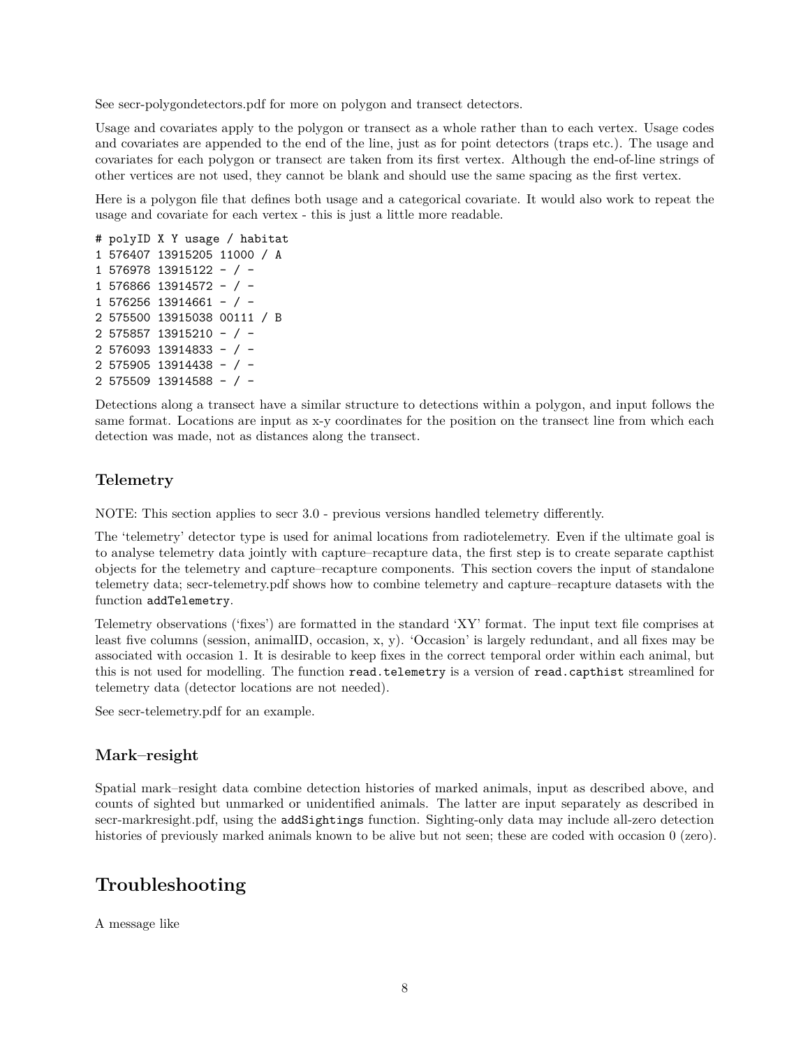See secr-polygondetectors.pdf for more on polygon and transect detectors.

Usage and covariates apply to the polygon or transect as a whole rather than to each vertex. Usage codes and covariates are appended to the end of the line, just as for point detectors (traps etc.). The usage and covariates for each polygon or transect are taken from its first vertex. Although the end-of-line strings of other vertices are not used, they cannot be blank and should use the same spacing as the first vertex.

Here is a polygon file that defines both usage and a categorical covariate. It would also work to repeat the usage and covariate for each vertex - this is just a little more readable.

```
# polyID X Y usage / habitat
1 576407 13915205 11000 / A
1 576978 13915122 - / -
1 576866 13914572 - / -
1 576256 13914661 - / -
2 575500 13915038 00111 / B
2 575857 13915210 - / -
2 576093 13914833 - / -
2 575905 13914438 - / -
2 575509 13914588 - / -
```

Detections along a transect have a similar structure to detections within a polygon, and input follows the same format. Locations are input as x-y coordinates for the position on the transect line from which each detection was made, not as distances along the transect.

### Telemetry

NOTE: This section applies to secr 3.0 - previous versions handled telemetry differently.

The 'telemetry' detector type is used for animal locations from radiotelemetry. Even if the ultimate goal is to analyse telemetry data jointly with capture–recapture data, the first step is to create separate capthist objects for the telemetry and capture–recapture components. This section covers the input of standalone telemetry data; secr-telemetry.pdf shows how to combine telemetry and capture–recapture datasets with the function `addTelemetry`.

Telemetry observations ('fixes') are formatted in the standard 'XY' format. The input text file comprises at least five columns (session, animalID, occasion, x, y). 'Occasion' is largely redundant, and all fixes may be associated with occasion 1. It is desirable to keep fixes in the correct temporal order within each animal, but this is not used for modelling. The function `read.telemetry` is a version of `read.capthist` streamlined for telemetry data (detector locations are not needed).

See secr-telemetry.pdf for an example.

### Mark–resight

Spatial mark–resight data combine detection histories of marked animals, input as described above, and counts of sighted but unmarked or unidentified animals. The latter are input separately as described in secr-markresight.pdf, using the `addSightings` function. Sighting-only data may include all-zero detection histories of previously marked animals known to be alive but not seen; these are coded with occasion 0 (zero).

## Troubleshooting

A message like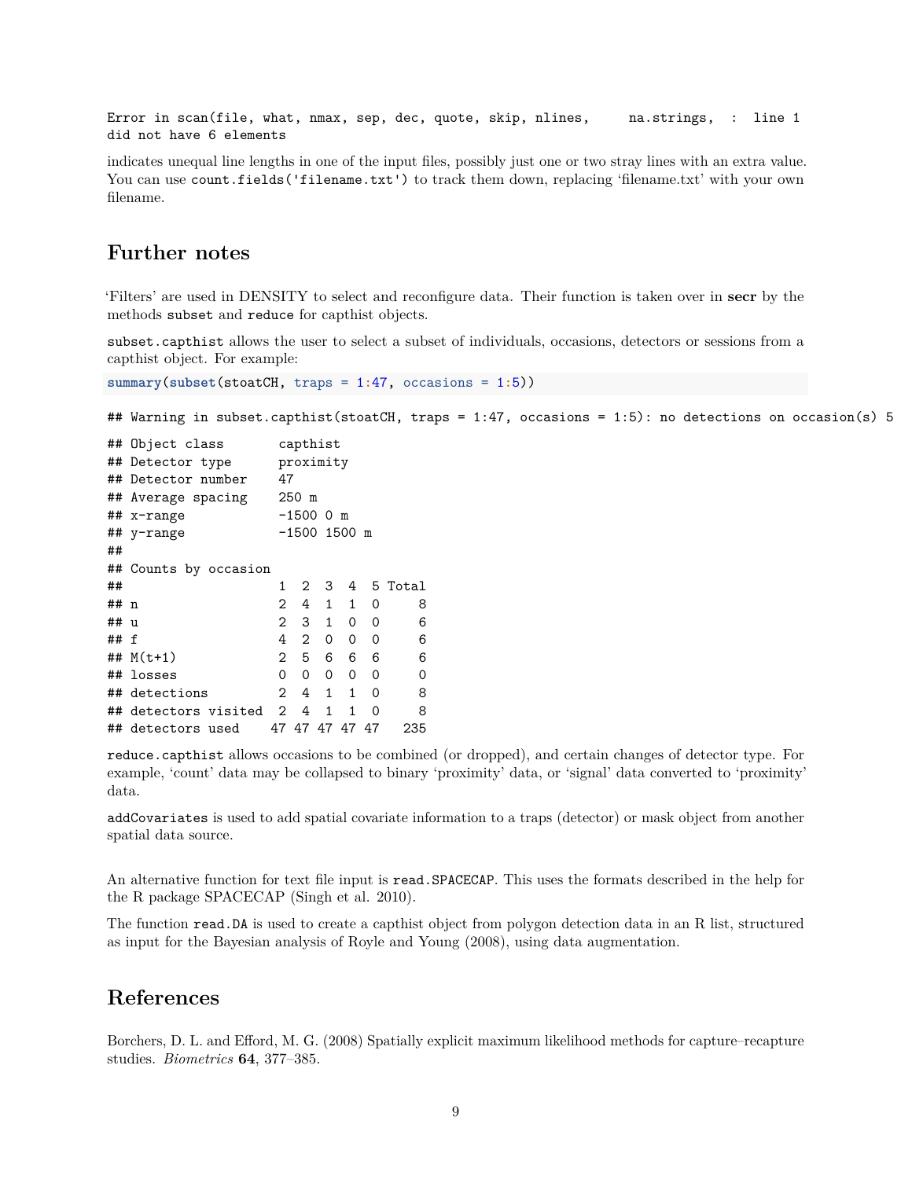```
Error in scan(file, what, nmax, sep, dec, quote, skip, nlines,     na.strings,  :  line 1
did not have 6 elements
```

indicates unequal line lengths in one of the input files, possibly just one or two stray lines with an extra value. You can use `count.fields('filename.txt')` to track them down, replacing 'filename.txt' with your own filename.

# Further notes

'Filters' are used in DENSITY to select and reconfigure data. Their function is taken over in **secr** by the methods `subset` and `reduce` for capthist objects.

`subset.capthist` allows the user to select a subset of individuals, occasions, detectors or sessions from a capthist object. For example:

```
summary(subset(stoatCH, traps = 1:47, occasions = 1:5))
```

```
## Warning in subset.capthist(stoatCH, traps = 1:47, occasions = 1:5): no detections on occasion(s) 5
```

```
## Object class       capthist
## Detector type      proximity
## Detector number    47
## Average spacing    250 m
## x-range            -1500 0 m
## y-range            -1500 1500 m
##
## Counts by occasion
##                     1  2  3  4  5 Total
## n                   2  4  1  1  0     8
## u                   2  3  1  0  0     6
## f                   4  2  0  0  0     6
## M(t+1)              2  5  6  6  6     6
## losses              0  0  0  0  0     0
## detections          2  4  1  1  0     8
## detectors visited  2  4  1  1  0     8
## detectors used    47 47 47 47 47   235
```

`reduce.capthist` allows occasions to be combined (or dropped), and certain changes of detector type. For example, 'count' data may be collapsed to binary 'proximity' data, or 'signal' data converted to 'proximity' data.

`addCovariates` is used to add spatial covariate information to a traps (detector) or mask object from another spatial data source.

An alternative function for text file input is `read.SPACECAP`. This uses the formats described in the help for the R package SPACECAP (Singh et al. 2010).

The function `read.DA` is used to create a capthist object from polygon detection data in an R list, structured as input for the Bayesian analysis of Royle and Young (2008), using data augmentation.

# References

Borchers, D. L. and Efford, M. G. (2008) Spatially explicit maximum likelihood methods for capture–recapture studies. *Biometrics* **64**, 377–385.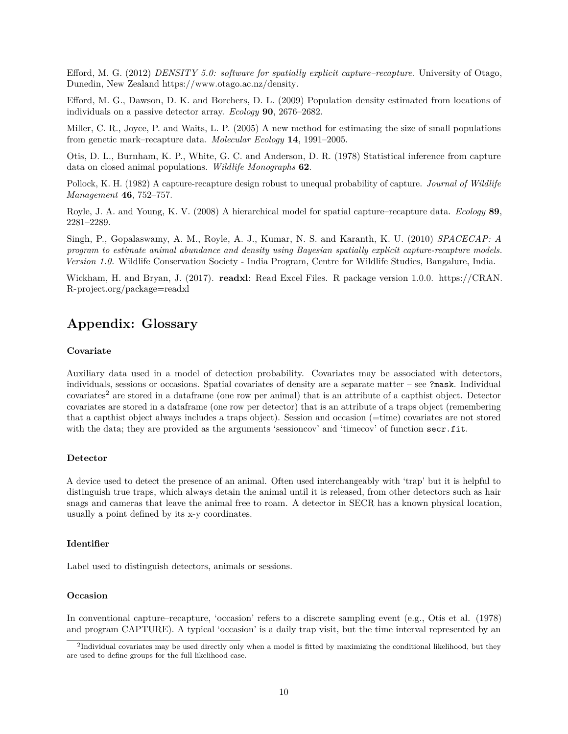Efford, M. G. (2012) *DENSITY 5.0: software for spatially explicit capture–recapture*. University of Otago, Dunedin, New Zealand https://www.otago.ac.nz/density.

Efford, M. G., Dawson, D. K. and Borchers, D. L. (2009) Population density estimated from locations of individuals on a passive detector array. *Ecology* **90**, 2676–2682.

Miller, C. R., Joyce, P. and Waits, L. P. (2005) A new method for estimating the size of small populations from genetic mark–recapture data. *Molecular Ecology* **14**, 1991–2005.

Otis, D. L., Burnham, K. P., White, G. C. and Anderson, D. R. (1978) Statistical inference from capture data on closed animal populations. *Wildlife Monographs* **62**.

Pollock, K. H. (1982) A capture-recapture design robust to unequal probability of capture. *Journal of Wildlife Management* **46**, 752–757.

Royle, J. A. and Young, K. V. (2008) A hierarchical model for spatial capture–recapture data. *Ecology* **89**, 2281–2289.

Singh, P., Gopalaswamy, A. M., Royle, A. J., Kumar, N. S. and Karanth, K. U. (2010) *SPACECAP: A program to estimate animal abundance and density using Bayesian spatially explicit capture-recapture models. Version 1.0.* Wildlife Conservation Society - India Program, Centre for Wildlife Studies, Bangalure, India.

Wickham, H. and Bryan, J. (2017). **readxl**: Read Excel Files. R package version 1.0.0. https://CRAN.R-project.org/package=readxl

# Appendix: Glossary

#### Covariate

Auxiliary data used in a model of detection probability. Covariates may be associated with detectors, individuals, sessions or occasions. Spatial covariates of density are a separate matter – see `?mask`. Individual covariates[2] are stored in a dataframe (one row per animal) that is an attribute of a capthist object. Detector covariates are stored in a dataframe (one row per detector) that is an attribute of a traps object (remembering that a capthist object always includes a traps object). Session and occasion (=time) covariates are not stored with the data; they are provided as the arguments 'sessioncov' and 'timecov' of function `secr.fit`.

#### Detector

A device used to detect the presence of an animal. Often used interchangeably with 'trap' but it is helpful to distinguish true traps, which always detain the animal until it is released, from other detectors such as hair snags and cameras that leave the animal free to roam. A detector in SECR has a known physical location, usually a point defined by its x-y coordinates.

#### Identifier

Label used to distinguish detectors, animals or sessions.

#### Occasion

In conventional capture–recapture, 'occasion' refers to a discrete sampling event (e.g., Otis et al. (1978) and program CAPTURE). A typical 'occasion' is a daily trap visit, but the time interval represented by an

[2] Individual covariates may be used directly only when a model is fitted by maximizing the conditional likelihood, but they are used to define groups for the full likelihood case.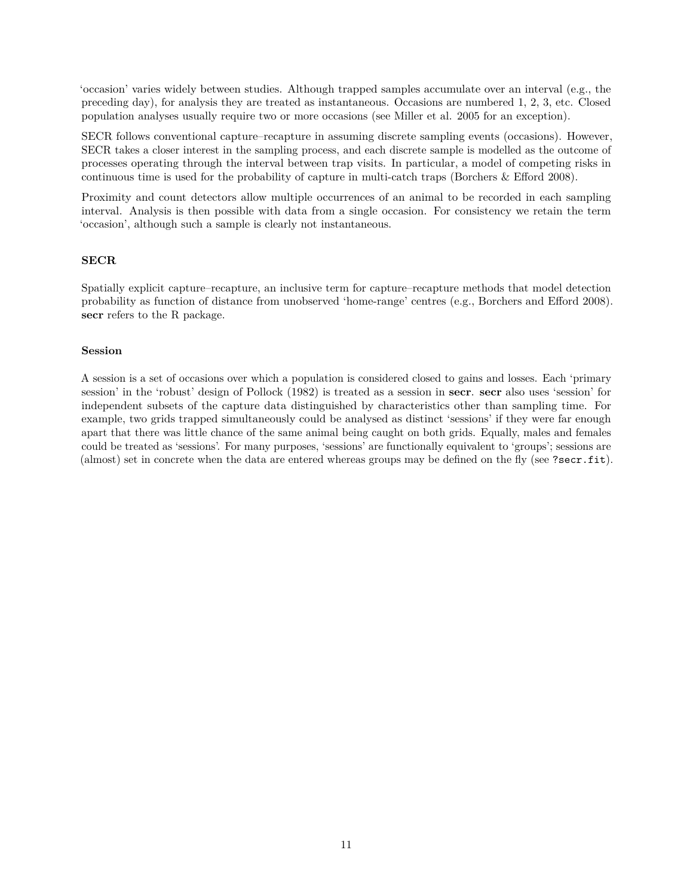'occasion' varies widely between studies. Although trapped samples accumulate over an interval (e.g., the preceding day), for analysis they are treated as instantaneous. Occasions are numbered 1, 2, 3, etc. Closed population analyses usually require two or more occasions (see Miller et al. 2005 for an exception).

SECR follows conventional capture–recapture in assuming discrete sampling events (occasions). However, SECR takes a closer interest in the sampling process, and each discrete sample is modelled as the outcome of processes operating through the interval between trap visits. In particular, a model of competing risks in continuous time is used for the probability of capture in multi-catch traps (Borchers & Efford 2008).

Proximity and count detectors allow multiple occurrences of an animal to be recorded in each sampling interval. Analysis is then possible with data from a single occasion. For consistency we retain the term 'occasion', although such a sample is clearly not instantaneous.

**SECR**

Spatially explicit capture–recapture, an inclusive term for capture–recapture methods that model detection probability as function of distance from unobserved 'home-range' centres (e.g., Borchers and Efford 2008). **secr** refers to the R package.

**Session**

A session is a set of occasions over which a population is considered closed to gains and losses. Each 'primary session' in the 'robust' design of Pollock (1982) is treated as a session in **secr**. **secr** also uses 'session' for independent subsets of the capture data distinguished by characteristics other than sampling time. For example, two grids trapped simultaneously could be analysed as distinct 'sessions' if they were far enough apart that there was little chance of the same animal being caught on both grids. Equally, males and females could be treated as 'sessions'. For many purposes, 'sessions' are functionally equivalent to 'groups'; sessions are (almost) set in concrete when the data are entered whereas groups may be defined on the fly (see `?secr.fit`).